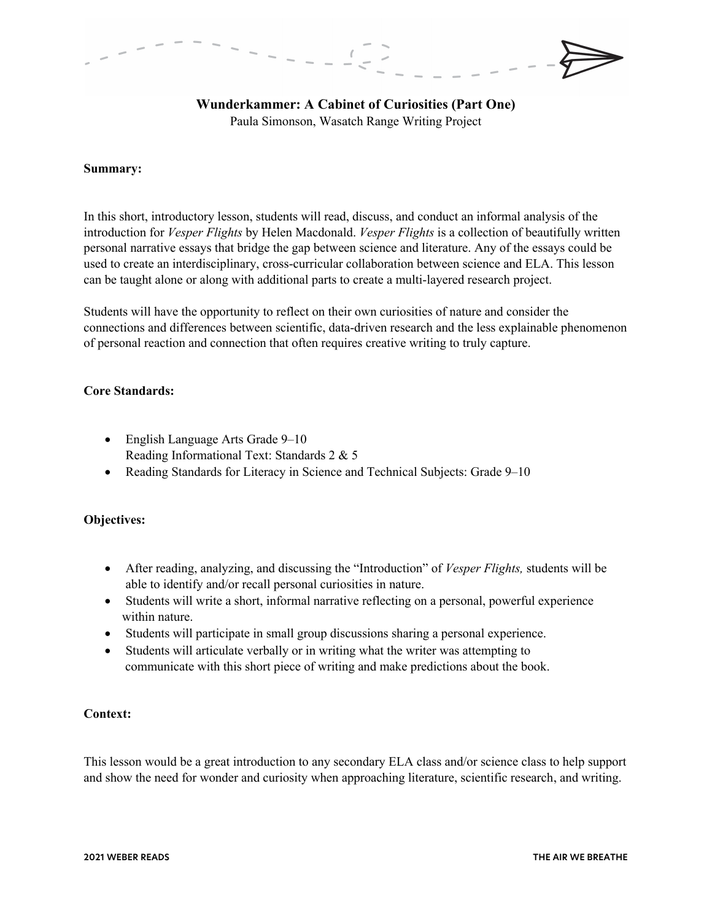# Wunderkammer: A Cabinet of Curiosities (Part One)

Paula Simonson, Wasatch Range Writing Project

**Summary:**

In this short, introductory lesson, students will read, discuss, and conduct an informal analysis of the introduction for *Vesper Flights* by Helen Macdonald. *Vesper Flights* is a collection of beautifully written personal narrative essays that bridge the gap between science and literature. Any of the essays could be used to create an interdisciplinary, cross-curricular collaboration between science and ELA. This lesson can be taught alone or along with additional parts to create a multi-layered research project.

Students will have the opportunity to reflect on their own curiosities of nature and consider the connections and differences between scientific, data-driven research and the less explainable phenomenon of personal reaction and connection that often requires creative writing to truly capture.

**Core Standards:**

- English Language Arts Grade 9–10
  Reading Informational Text: Standards 2 & 5
- Reading Standards for Literacy in Science and Technical Subjects: Grade 9–10

**Objectives:**

- After reading, analyzing, and discussing the "Introduction" of *Vesper Flights,* students will be able to identify and/or recall personal curiosities in nature.
- Students will write a short, informal narrative reflecting on a personal, powerful experience within nature.
- Students will participate in small group discussions sharing a personal experience.
- Students will articulate verbally or in writing what the writer was attempting to communicate with this short piece of writing and make predictions about the book.

**Context:**

This lesson would be a great introduction to any secondary ELA class and/or science class to help support and show the need for wonder and curiosity when approaching literature, scientific research, and writing.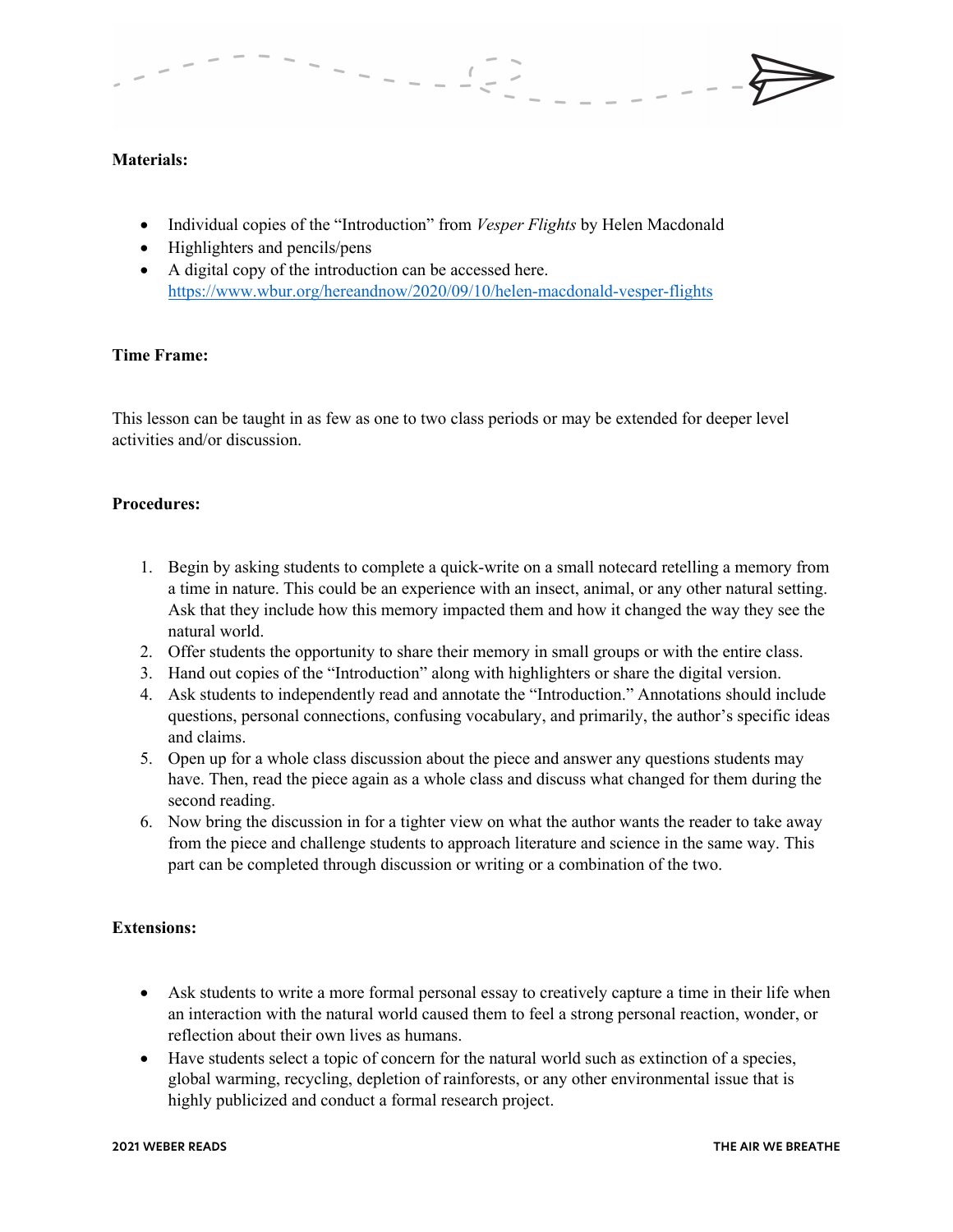**Materials:**

- Individual copies of the "Introduction" from *Vesper Flights* by Helen Macdonald
- Highlighters and pencils/pens
- A digital copy of the introduction can be accessed here. https://www.wbur.org/hereandnow/2020/09/10/helen-macdonald-vesper-flights

**Time Frame:**

This lesson can be taught in as few as one to two class periods or may be extended for deeper level activities and/or discussion.

**Procedures:**

1. Begin by asking students to complete a quick-write on a small notecard retelling a memory from a time in nature. This could be an experience with an insect, animal, or any other natural setting. Ask that they include how this memory impacted them and how it changed the way they see the natural world.
2. Offer students the opportunity to share their memory in small groups or with the entire class.
3. Hand out copies of the "Introduction" along with highlighters or share the digital version.
4. Ask students to independently read and annotate the "Introduction." Annotations should include questions, personal connections, confusing vocabulary, and primarily, the author's specific ideas and claims.
5. Open up for a whole class discussion about the piece and answer any questions students may have. Then, read the piece again as a whole class and discuss what changed for them during the second reading.
6. Now bring the discussion in for a tighter view on what the author wants the reader to take away from the piece and challenge students to approach literature and science in the same way. This part can be completed through discussion or writing or a combination of the two.

**Extensions:**

- Ask students to write a more formal personal essay to creatively capture a time in their life when an interaction with the natural world caused them to feel a strong personal reaction, wonder, or reflection about their own lives as humans.
- Have students select a topic of concern for the natural world such as extinction of a species, global warming, recycling, depletion of rainforests, or any other environmental issue that is highly publicized and conduct a formal research project.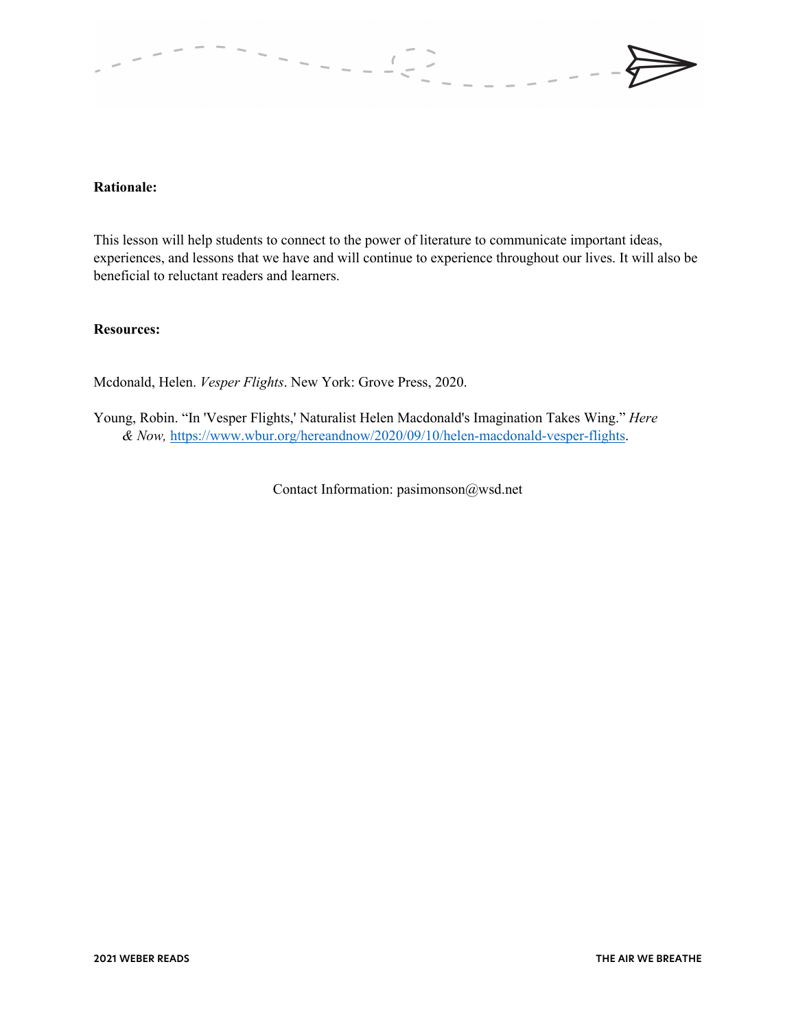**Rationale:**

This lesson will help students to connect to the power of literature to communicate important ideas, experiences, and lessons that we have and will continue to experience throughout our lives. It will also be beneficial to reluctant readers and learners.

**Resources:**

Mcdonald, Helen. *Vesper Flights*. New York: Grove Press, 2020.

Young, Robin. "In 'Vesper Flights,' Naturalist Helen Macdonald's Imagination Takes Wing." *Here & Now,* https://www.wbur.org/hereandnow/2020/09/10/helen-macdonald-vesper-flights.

Contact Information: pasimonson@wsd.net